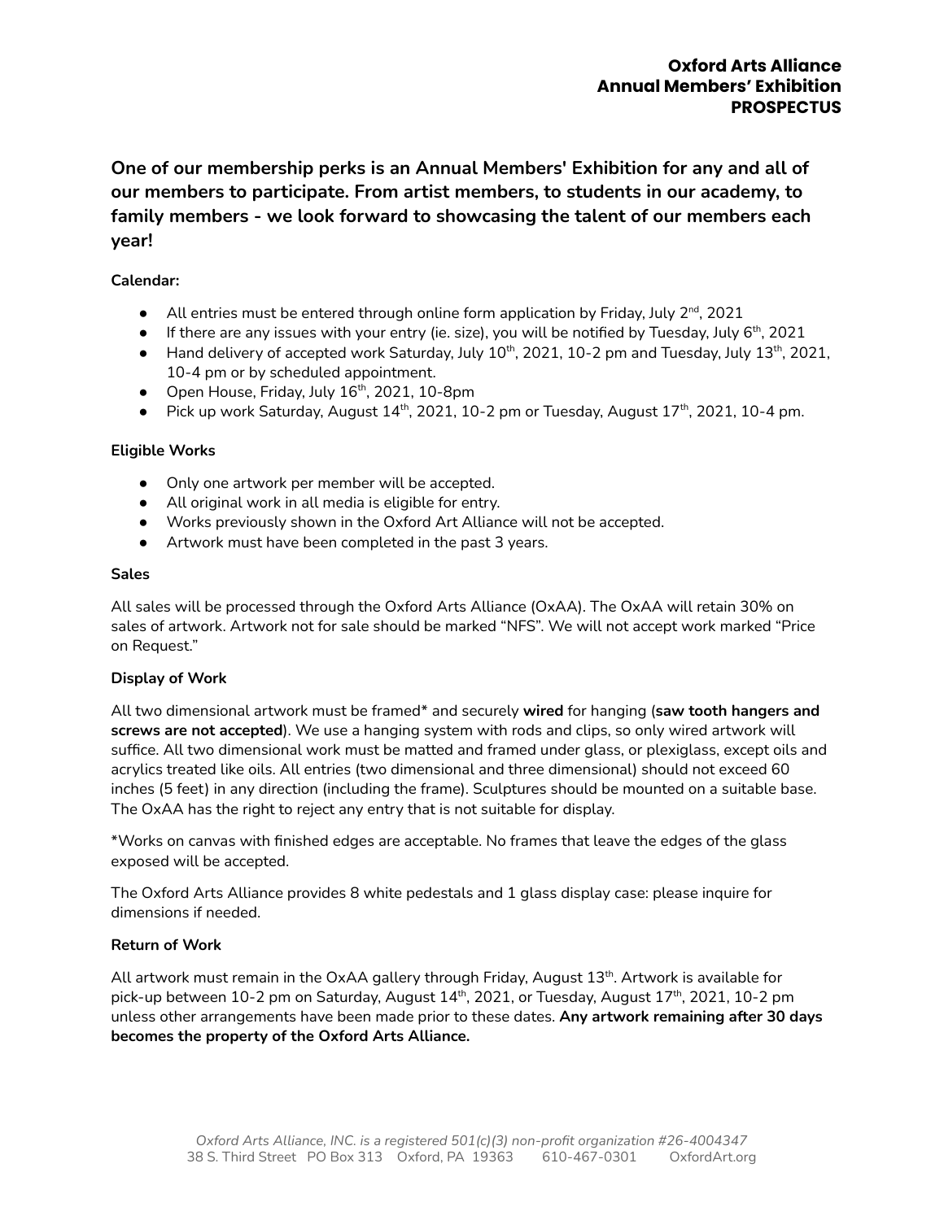# Oxford Arts Alliance
## Annual Members' Exhibition
## PROSPECTUS

**One of our membership perks is an Annual Members' Exhibition for any and all of our members to participate. From artist members, to students in our academy, to family members - we look forward to showcasing the talent of our members each year!**

**Calendar:**

- All entries must be entered through online form application by Friday, July 2nd, 2021
- If there are any issues with your entry (ie. size), you will be notified by Tuesday, July 6th, 2021
- Hand delivery of accepted work Saturday, July 10th, 2021, 10-2 pm and Tuesday, July 13th, 2021, 10-4 pm or by scheduled appointment.
- Open House, Friday, July 16th, 2021, 10-8pm
- Pick up work Saturday, August 14th, 2021, 10-2 pm or Tuesday, August 17th, 2021, 10-4 pm.

**Eligible Works**

- Only one artwork per member will be accepted.
- All original work in all media is eligible for entry.
- Works previously shown in the Oxford Art Alliance will not be accepted.
- Artwork must have been completed in the past 3 years.

**Sales**

All sales will be processed through the Oxford Arts Alliance (OxAA). The OxAA will retain 30% on sales of artwork. Artwork not for sale should be marked "NFS". We will not accept work marked "Price on Request."

**Display of Work**

All two dimensional artwork must be framed* and securely **wired** for hanging (**saw tooth hangers and screws are not accepted**). We use a hanging system with rods and clips, so only wired artwork will suffice. All two dimensional work must be matted and framed under glass, or plexiglass, except oils and acrylics treated like oils. All entries (two dimensional and three dimensional) should not exceed 60 inches (5 feet) in any direction (including the frame). Sculptures should be mounted on a suitable base. The OxAA has the right to reject any entry that is not suitable for display.

*Works on canvas with finished edges are acceptable. No frames that leave the edges of the glass exposed will be accepted.

The Oxford Arts Alliance provides 8 white pedestals and 1 glass display case: please inquire for dimensions if needed.

**Return of Work**

All artwork must remain in the OxAA gallery through Friday, August 13th. Artwork is available for pick-up between 10-2 pm on Saturday, August 14th, 2021, or Tuesday, August 17th, 2021, 10-2 pm unless other arrangements have been made prior to these dates. **Any artwork remaining after 30 days becomes the property of the Oxford Arts Alliance.**

*Oxford Arts Alliance, INC. is a registered 501(c)(3) non-profit organization #26-4004347*
38 S. Third Street PO Box 313 Oxford, PA 19363 610-467-0301 OxfordArt.org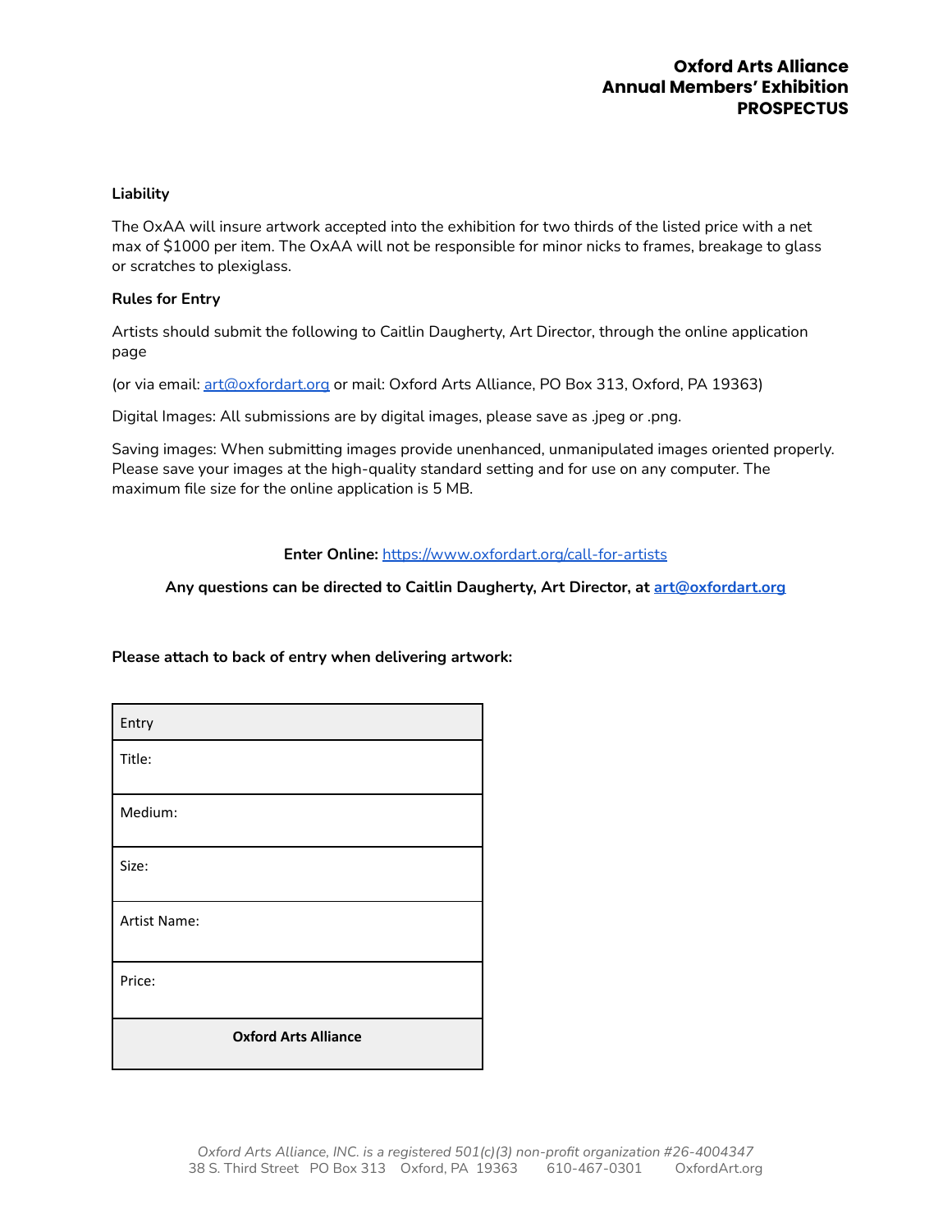**Liability**

The OxAA will insure artwork accepted into the exhibition for two thirds of the listed price with a net max of $1000 per item. The OxAA will not be responsible for minor nicks to frames, breakage to glass or scratches to plexiglass.

**Rules for Entry**

Artists should submit the following to Caitlin Daugherty, Art Director, through the online application page

(or via email: art@oxfordart.org or mail: Oxford Arts Alliance, PO Box 313, Oxford, PA 19363)

Digital Images: All submissions are by digital images, please save as .jpeg or .png.

Saving images: When submitting images provide unenhanced, unmanipulated images oriented properly. Please save your images at the high-quality standard setting and for use on any computer. The maximum file size for the online application is 5 MB.

**Enter Online:** https://www.oxfordart.org/call-for-artists

**Any questions can be directed to Caitlin Daugherty, Art Director, at art@oxfordart.org**

**Please attach to back of entry when delivering artwork:**

| Entry |
|---|
| Title: |
| Medium: |
| Size: |
| Artist Name: |
| Price: |
| **Oxford Arts Alliance** |

*Oxford Arts Alliance, INC. is a registered 501(c)(3) non-profit organization #26-4004347*
38 S. Third Street PO Box 313 Oxford, PA 19363 610-467-0301 OxfordArt.org